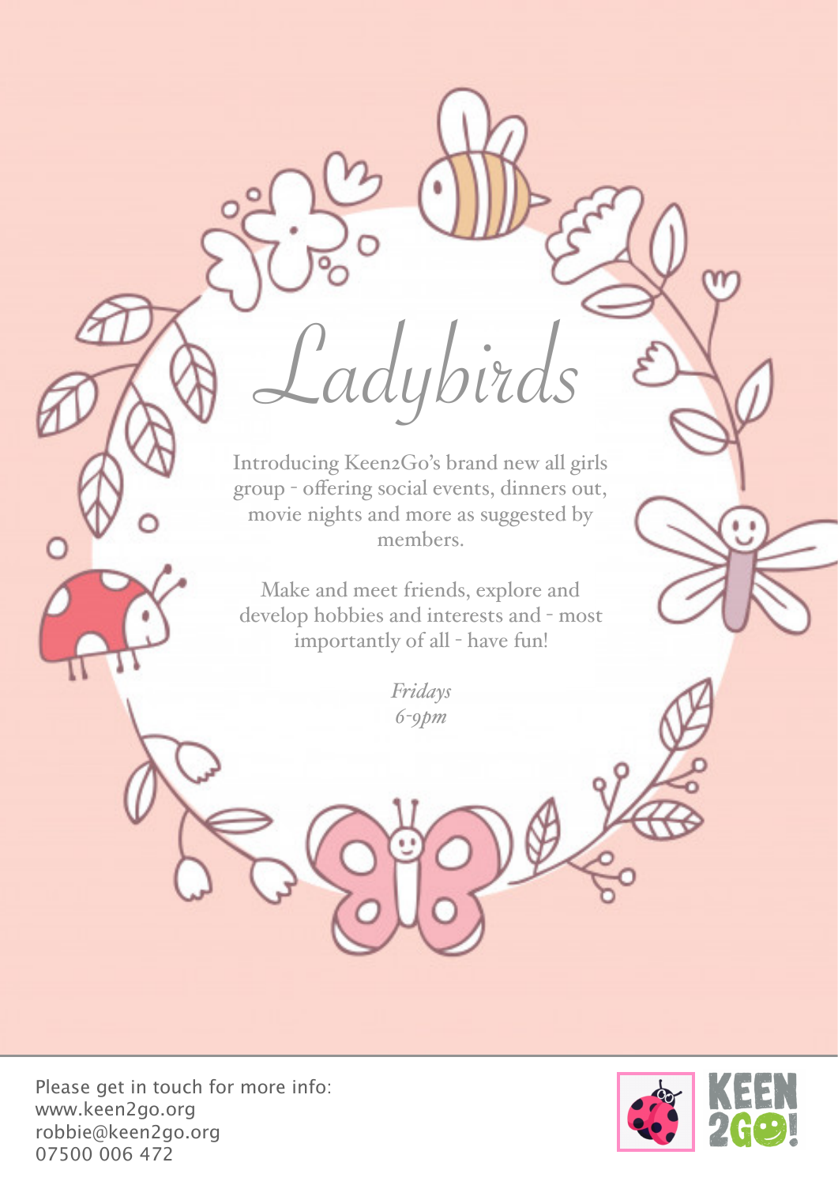# Ladybirds

Introducing Keen2Go's brand new all girls group - offering social events, dinners out, movie nights and more as suggested by members.

Make and meet friends, explore and develop hobbies and interests and - most importantly of all - have fun!

*Fridays*
*6-9pm*

Please get in touch for more info:
www.keen2go.org
robbie@keen2go.org
07500 006 472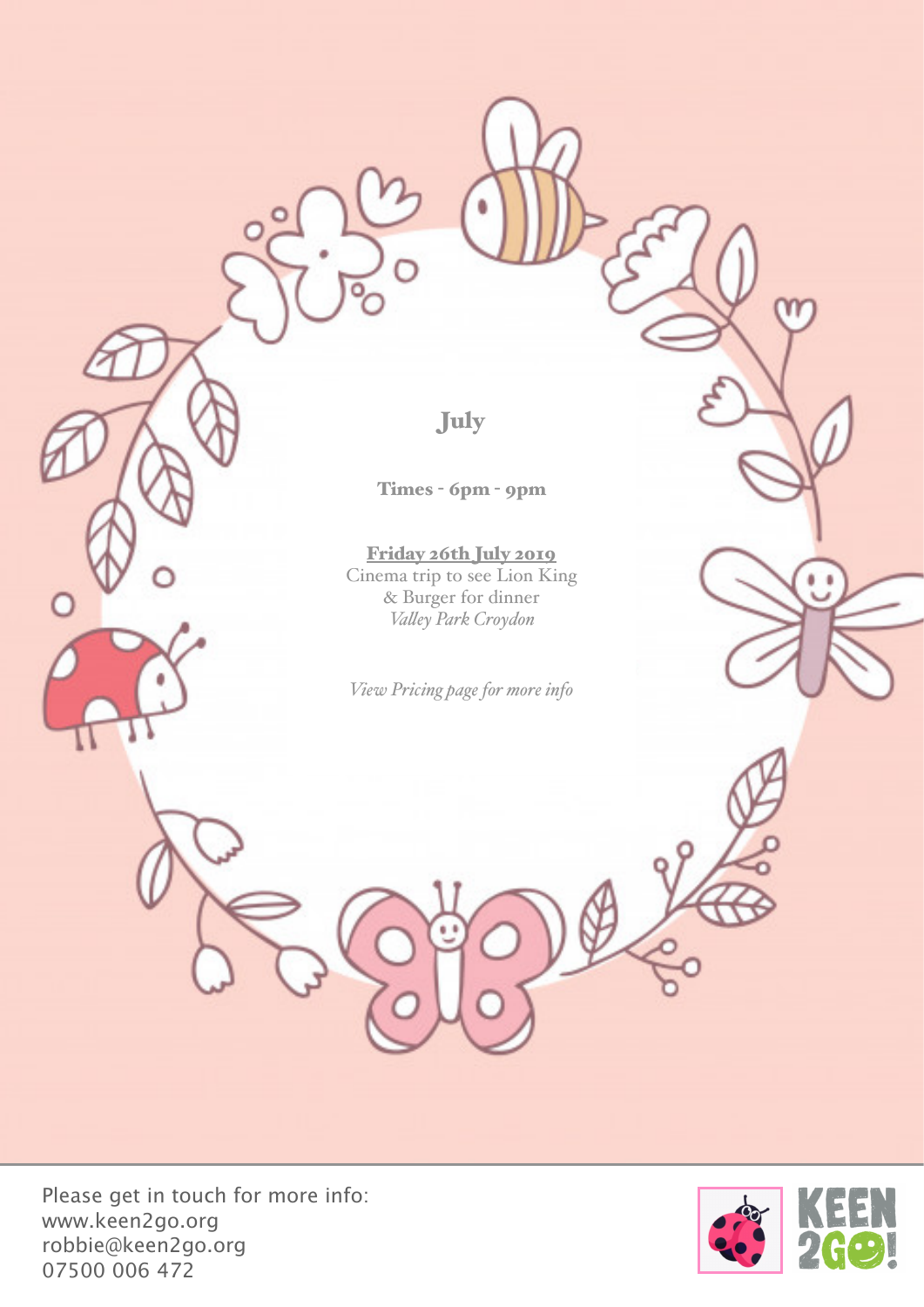# July

**Times - 6pm - 9pm**

**Friday 26th July 2019**
Cinema trip to see Lion King
& Burger for dinner
*Valley Park Croydon*

*View Pricing page for more info*

Please get in touch for more info:
www.keen2go.org
robbie@keen2go.org
07500 006 472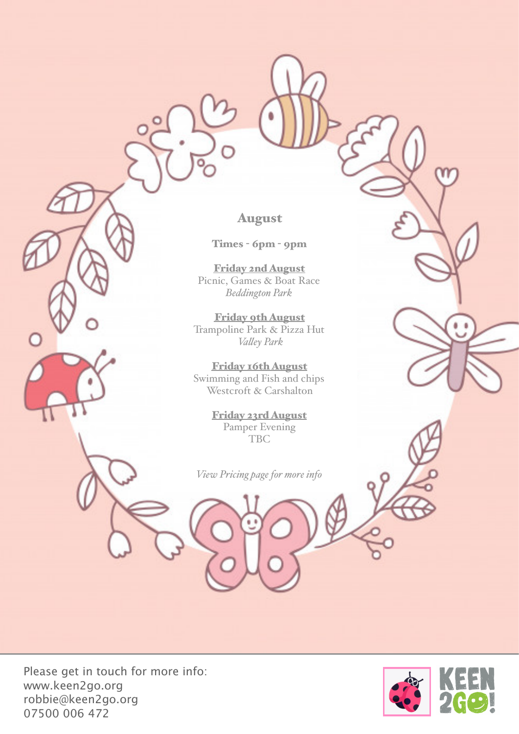## August

**Times - 6pm - 9pm**

**Friday 2nd August**
Picnic, Games & Boat Race
*Beddington Park*

**Friday 9th August**
Trampoline Park & Pizza Hut
*Valley Park*

**Friday 16th August**
Swimming and Fish and chips
Westcroft & Carshalton

**Friday 23rd August**
Pamper Evening
TBC

*View Pricing page for more info*

Please get in touch for more info:
www.keen2go.org
robbie@keen2go.org
07500 006 472

KEEN 2GO!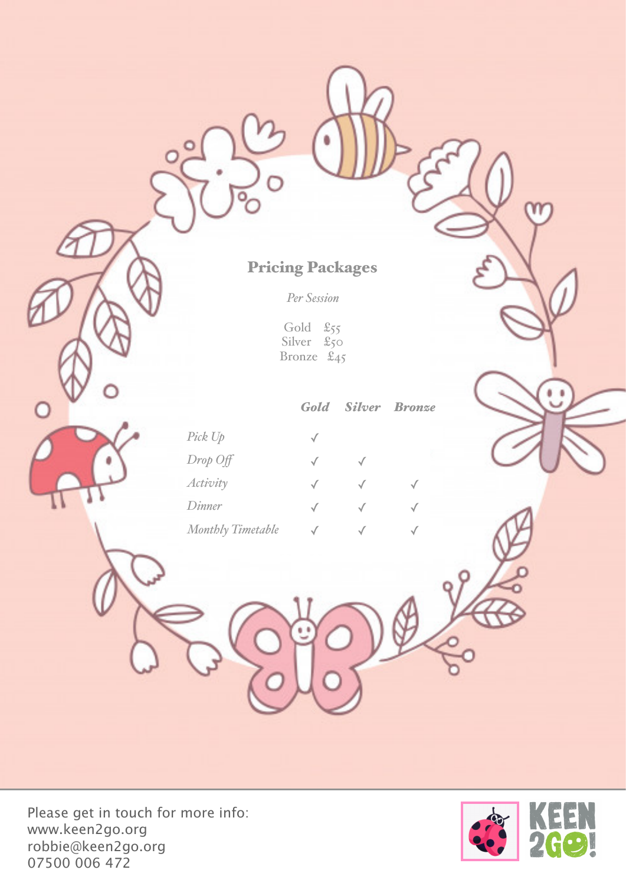## Pricing Packages

*Per Session*

Gold £55
Silver £50
Bronze £45

| | ***Gold*** | ***Silver*** | ***Bronze*** |
|---|---|---|---|
| *Pick Up* | ✓ | | |
| *Drop Off* | ✓ | ✓ | |
| *Activity* | ✓ | ✓ | ✓ |
| *Dinner* | ✓ | ✓ | ✓ |
| *Monthly Timetable* | ✓ | ✓ | ✓ |

Please get in touch for more info:
www.keen2go.org
robbie@keen2go.org
07500 006 472

KEEN 2GO!